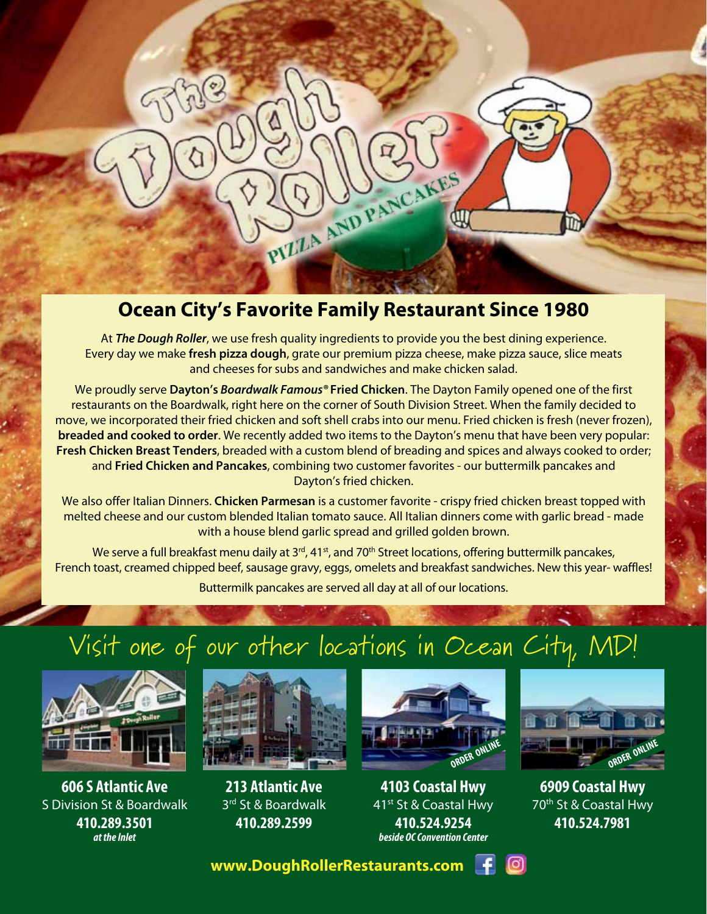# The Dough Roller

PIZZA AND PANCAKES

## Ocean City's Favorite Family Restaurant Since 1980

At ***The Dough Roller***, we use fresh quality ingredients to provide you the best dining experience. Every day we make **fresh pizza dough**, grate our premium pizza cheese, make pizza sauce, slice meats and cheeses for subs and sandwiches and make chicken salad.

We proudly serve **Dayton's *Boardwalk Famous*® Fried Chicken**. The Dayton Family opened one of the first restaurants on the Boardwalk, right here on the corner of South Division Street. When the family decided to move, we incorporated their fried chicken and soft shell crabs into our menu. Fried chicken is fresh (never frozen), **breaded and cooked to order**. We recently added two items to the Dayton's menu that have been very popular: **Fresh Chicken Breast Tenders**, breaded with a custom blend of breading and spices and always cooked to order; and **Fried Chicken and Pancakes**, combining two customer favorites - our buttermilk pancakes and Dayton's fried chicken.

We also offer Italian Dinners. **Chicken Parmesan** is a customer favorite - crispy fried chicken breast topped with melted cheese and our custom blended Italian tomato sauce. All Italian dinners come with garlic bread - made with a house blend garlic spread and grilled golden brown.

We serve a full breakfast menu daily at 3rd, 41st, and 70th Street locations, offering buttermilk pancakes, French toast, creamed chipped beef, sausage gravy, eggs, omelets and breakfast sandwiches. New this year- waffles!

Buttermilk pancakes are served all day at all of our locations.

## Visit one of our other locations in Ocean City, MD!

**606 S Atlantic Ave**
S Division St & Boardwalk
**410.289.3501**
***at the Inlet***

**213 Atlantic Ave**
3rd St & Boardwalk
**410.289.2599**

ORDER ONLINE
**4103 Coastal Hwy**
41st St & Coastal Hwy
**410.524.9254**
***beside OC Convention Center***

ORDER ONLINE
**6909 Coastal Hwy**
70th St & Coastal Hwy
**410.524.7981**

**www.DoughRollerRestaurants.com**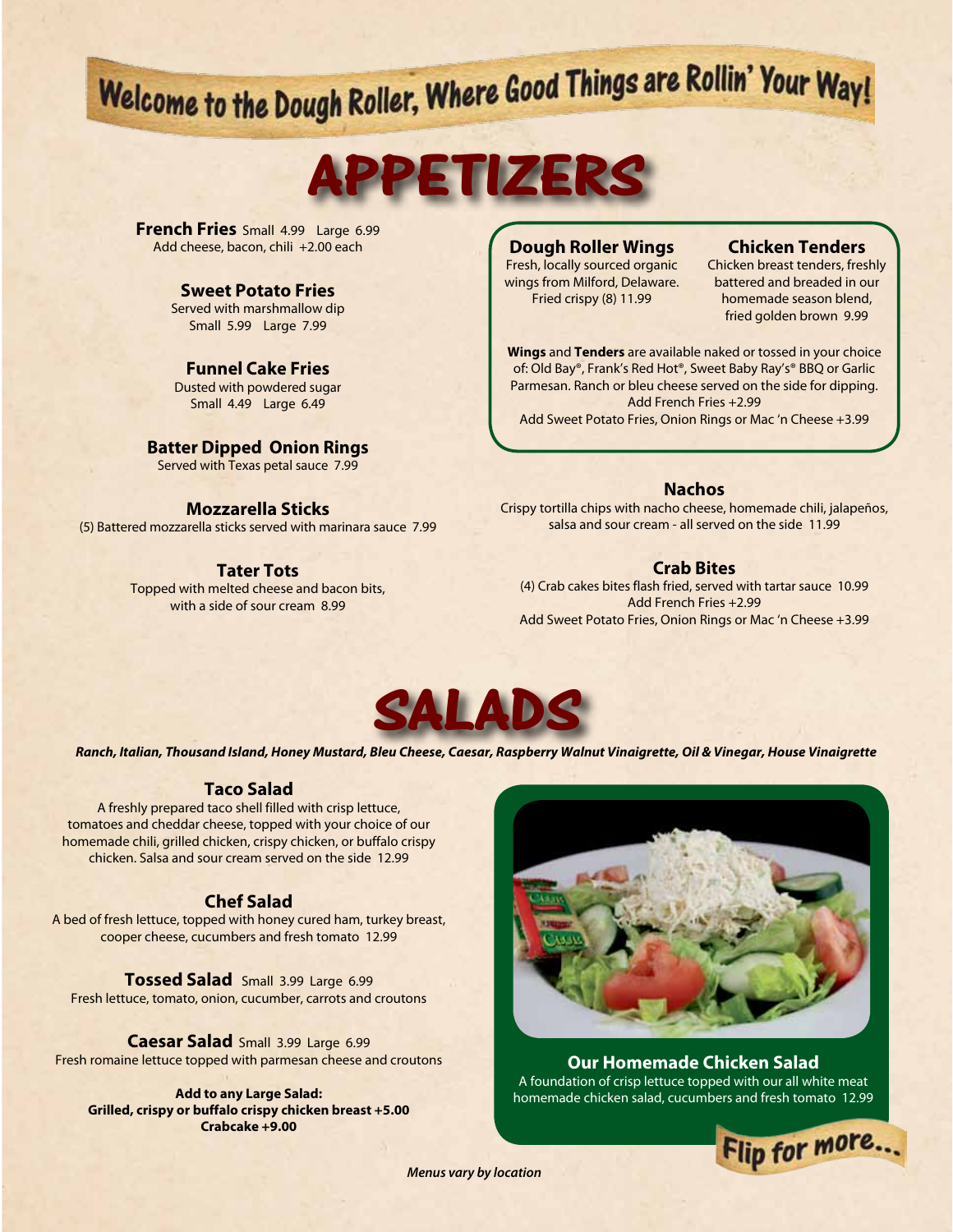# Welcome to the Dough Roller, Where Good Things are Rollin' Your Way!

## APPETIZERS

**French Fries** Small 4.99 Large 6.99
Add cheese, bacon, chili +2.00 each

**Sweet Potato Fries**
Served with marshmallow dip
Small 5.99 Large 7.99

**Funnel Cake Fries**
Dusted with powdered sugar
Small 4.49 Large 6.49

**Batter Dipped Onion Rings**
Served with Texas petal sauce 7.99

**Mozzarella Sticks**
(5) Battered mozzarella sticks served with marinara sauce 7.99

**Tater Tots**
Topped with melted cheese and bacon bits, with a side of sour cream 8.99

**Dough Roller Wings**
Fresh, locally sourced organic wings from Milford, Delaware. Fried crispy (8) 11.99

**Chicken Tenders**
Chicken breast tenders, freshly battered and breaded in our homemade season blend, fried golden brown 9.99

**Wings** and **Tenders** are available naked or tossed in your choice of: Old Bay®, Frank's Red Hot®, Sweet Baby Ray's® BBQ or Garlic Parmesan. Ranch or bleu cheese served on the side for dipping.
Add French Fries +2.99
Add Sweet Potato Fries, Onion Rings or Mac 'n Cheese +3.99

**Nachos**
Crispy tortilla chips with nacho cheese, homemade chili, jalapeños, salsa and sour cream - all served on the side 11.99

**Crab Bites**
(4) Crab cakes bites flash fried, served with tartar sauce 10.99
Add French Fries +2.99
Add Sweet Potato Fries, Onion Rings or Mac 'n Cheese +3.99

## SALADS

***Ranch, Italian, Thousand Island, Honey Mustard, Bleu Cheese, Caesar, Raspberry Walnut Vinaigrette, Oil & Vinegar, House Vinaigrette***

**Taco Salad**
A freshly prepared taco shell filled with crisp lettuce, tomatoes and cheddar cheese, topped with your choice of our homemade chili, grilled chicken, crispy chicken, or buffalo crispy chicken. Salsa and sour cream served on the side 12.99

**Chef Salad**
A bed of fresh lettuce, topped with honey cured ham, turkey breast, cooper cheese, cucumbers and fresh tomato 12.99

**Tossed Salad** Small 3.99 Large 6.99
Fresh lettuce, tomato, onion, cucumber, carrots and croutons

**Caesar Salad** Small 3.99 Large 6.99
Fresh romaine lettuce topped with parmesan cheese and croutons

**Add to any Large Salad:**
**Grilled, crispy or buffalo crispy chicken breast +5.00**
**Crabcake +9.00**

**Our Homemade Chicken Salad**
A foundation of crisp lettuce topped with our all white meat homemade chicken salad, cucumbers and fresh tomato 12.99

Flip for more...

*Menus vary by location*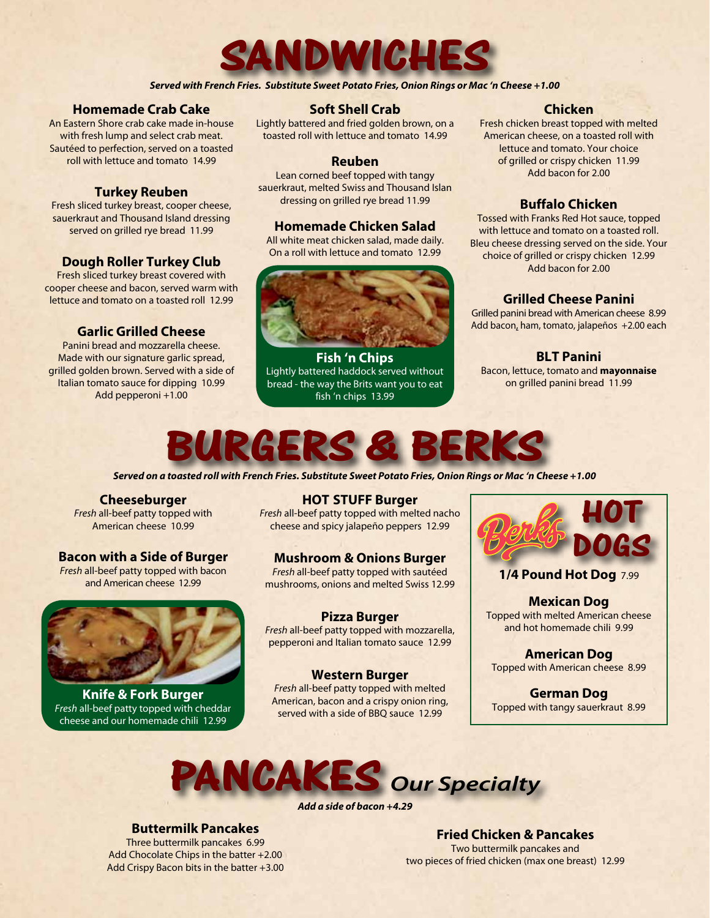# SANDWICHES

***Served with French Fries. Substitute Sweet Potato Fries, Onion Rings or Mac 'n Cheese +1.00***

### Homemade Crab Cake
An Eastern Shore crab cake made in-house with fresh lump and select crab meat. Sautéed to perfection, served on a toasted roll with lettuce and tomato 14.99

### Turkey Reuben
Fresh sliced turkey breast, cooper cheese, sauerkraut and Thousand Island dressing served on grilled rye bread 11.99

### Dough Roller Turkey Club
Fresh sliced turkey breast covered with cooper cheese and bacon, served warm with lettuce and tomato on a toasted roll 12.99

### Garlic Grilled Cheese
Panini bread and mozzarella cheese. Made with our signature garlic spread, grilled golden brown. Served with a side of Italian tomato sauce for dipping 10.99
Add pepperoni +1.00

### Soft Shell Crab
Lightly battered and fried golden brown, on a toasted roll with lettuce and tomato 14.99

### Reuben
Lean corned beef topped with tangy sauerkraut, melted Swiss and Thousand Islan dressing on grilled rye bread 11.99

### Homemade Chicken Salad
All white meat chicken salad, made daily. On a roll with lettuce and tomato 12.99

### Fish 'n Chips
Lightly battered haddock served without bread - the way the Brits want you to eat fish 'n chips 13.99

### Chicken
Fresh chicken breast topped with melted American cheese, on a toasted roll with lettuce and tomato. Your choice of grilled or crispy chicken 11.99
Add bacon for 2.00

### Buffalo Chicken
Tossed with Franks Red Hot sauce, topped with lettuce and tomato on a toasted roll. Bleu cheese dressing served on the side. Your choice of grilled or crispy chicken 12.99
Add bacon for 2.00

### Grilled Cheese Panini
Grilled panini bread with American cheese 8.99
Add bacon, ham, tomato, jalapeños +2.00 each

### BLT Panini
Bacon, lettuce, tomato and **mayonnaise** on grilled panini bread 11.99

# BURGERS & BERKS

***Served on a toasted roll with French Fries. Substitute Sweet Potato Fries, Onion Rings or Mac 'n Cheese +1.00***

### Cheeseburger
*Fresh* all-beef patty topped with American cheese 10.99

### Bacon with a Side of Burger
*Fresh* all-beef patty topped with bacon and American cheese 12.99

### Knife & Fork Burger
*Fresh* all-beef patty topped with cheddar cheese and our homemade chili 12.99

### HOT STUFF Burger
*Fresh* all-beef patty topped with melted nacho cheese and spicy jalapeño peppers 12.99

### Mushroom & Onions Burger
*Fresh* all-beef patty topped with sautéed mushrooms, onions and melted Swiss 12.99

### Pizza Burger
*Fresh* all-beef patty topped with mozzarella, pepperoni and Italian tomato sauce 12.99

### Western Burger
*Fresh* all-beef patty topped with melted American, bacon and a crispy onion ring, served with a side of BBQ sauce 12.99

## Berks HOT DOGS

### 1/4 Pound Hot Dog 7.99

### Mexican Dog
Topped with melted American cheese and hot homemade chili 9.99

### American Dog
Topped with American cheese 8.99

### German Dog
Topped with tangy sauerkraut 8.99

# PANCAKES *Our Specialty*

***Add a side of bacon +4.29***

### Buttermilk Pancakes
Three buttermilk pancakes 6.99
Add Chocolate Chips in the batter +2.00
Add Crispy Bacon bits in the batter +3.00

### Fried Chicken & Pancakes
Two buttermilk pancakes and two pieces of fried chicken (max one breast) 12.99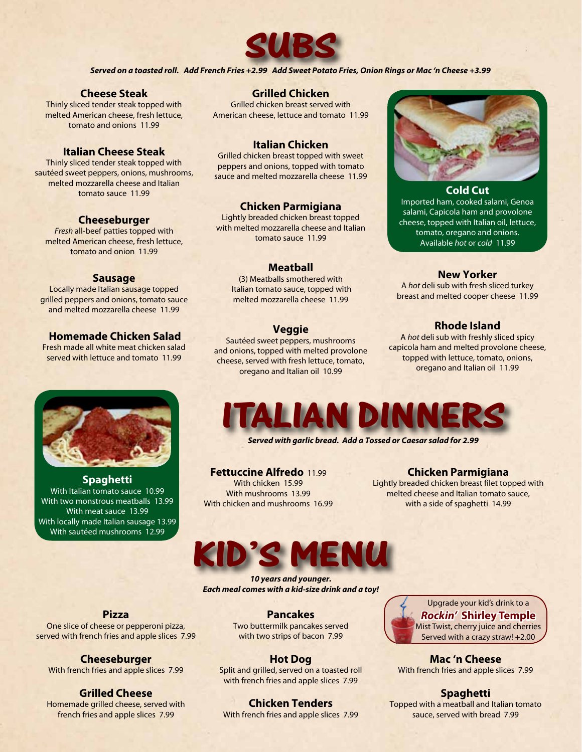# SUBS

***Served on a toasted roll. Add French Fries +2.99 Add Sweet Potato Fries, Onion Rings or Mac 'n Cheese +3.99***

### Cheese Steak
Thinly sliced tender steak topped with melted American cheese, fresh lettuce, tomato and onions 11.99

### Italian Cheese Steak
Thinly sliced tender steak topped with sautéed sweet peppers, onions, mushrooms, melted mozzarella cheese and Italian tomato sauce 11.99

### Cheeseburger
*Fresh* all-beef patties topped with melted American cheese, fresh lettuce, tomato and onion 11.99

### Sausage
Locally made Italian sausage topped grilled peppers and onions, tomato sauce and melted mozzarella cheese 11.99

### Homemade Chicken Salad
Fresh made all white meat chicken salad served with lettuce and tomato 11.99

### Grilled Chicken
Grilled chicken breast served with American cheese, lettuce and tomato 11.99

### Italian Chicken
Grilled chicken breast topped with sweet peppers and onions, topped with tomato sauce and melted mozzarella cheese 11.99

### Chicken Parmigiana
Lightly breaded chicken breast topped with melted mozzarella cheese and Italian tomato sauce 11.99

### Meatball
(3) Meatballs smothered with Italian tomato sauce, topped with melted mozzarella cheese 11.99

### Veggie
Sautéed sweet peppers, mushrooms and onions, topped with melted provolone cheese, served with fresh lettuce, tomato, oregano and Italian oil 10.99

### Cold Cut
Imported ham, cooked salami, Genoa salami, Capicola ham and provolone cheese, topped with Italian oil, lettuce, tomato, oregano and onions. Available *hot* or *cold* 11.99

### New Yorker
A *hot* deli sub with fresh sliced turkey breast and melted cooper cheese 11.99

### Rhode Island
A *hot* deli sub with freshly sliced spicy capicola ham and melted provolone cheese, topped with lettuce, tomato, onions, oregano and Italian oil 11.99

# ITALIAN DINNERS

***Served with garlic bread. Add a Tossed or Caesar salad for 2.99***

### Spaghetti
With Italian tomato sauce 10.99
With two monstrous meatballs 13.99
With meat sauce 13.99
With locally made Italian sausage 13.99
With sautéed mushrooms 12.99

### Fettuccine Alfredo 11.99
With chicken 15.99
With mushrooms 13.99
With chicken and mushrooms 16.99

### Chicken Parmigiana
Lightly breaded chicken breast filet topped with melted cheese and Italian tomato sauce, with a side of spaghetti 14.99

# KID'S MENU

***10 years and younger.***
***Each meal comes with a kid-size drink and a toy!***

Upgrade your kid's drink to a ***Rockin' Shirley Temple***
Mist Twist, cherry juice and cherries
Served with a crazy straw! +2.00

### Pizza
One slice of cheese or pepperoni pizza, served with french fries and apple slices 7.99

### Cheeseburger
With french fries and apple slices 7.99

### Grilled Cheese
Homemade grilled cheese, served with french fries and apple slices 7.99

### Pancakes
Two buttermilk pancakes served with two strips of bacon 7.99

### Hot Dog
Split and grilled, served on a toasted roll with french fries and apple slices 7.99

### Chicken Tenders
With french fries and apple slices 7.99

### Mac 'n Cheese
With french fries and apple slices 7.99

### Spaghetti
Topped with a meatball and Italian tomato sauce, served with bread 7.99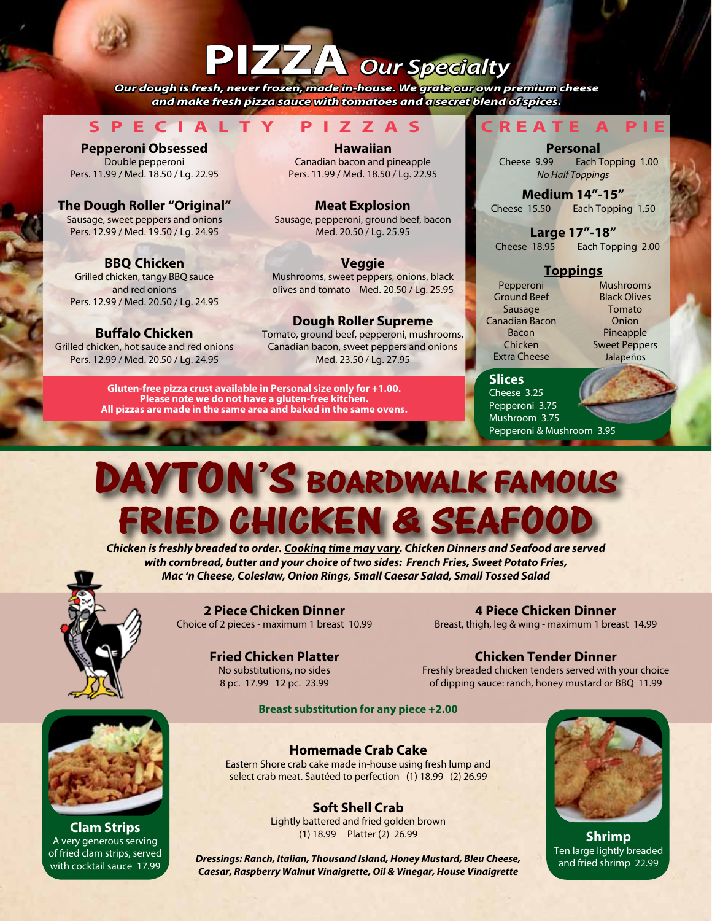# PIZZA *Our Specialty*

***Our dough is fresh, never frozen, made in-house. We grate our own premium cheese and make fresh pizza sauce with tomatoes and a secret blend of spices.***

## SPECIALTY PIZZAS

**Pepperoni Obsessed**
Double pepperoni
Pers. 11.99 / Med. 18.50 / Lg. 22.95

**Hawaiian**
Canadian bacon and pineapple
Pers. 11.99 / Med. 18.50 / Lg. 22.95

**The Dough Roller "Original"**
Sausage, sweet peppers and onions
Pers. 12.99 / Med. 19.50 / Lg. 24.95

**Meat Explosion**
Sausage, pepperoni, ground beef, bacon
Med. 20.50 / Lg. 25.95

**BBQ Chicken**
Grilled chicken, tangy BBQ sauce and red onions
Pers. 12.99 / Med. 20.50 / Lg. 24.95

**Veggie**
Mushrooms, sweet peppers, onions, black olives and tomato Med. 20.50 / Lg. 25.95

**Buffalo Chicken**
Grilled chicken, hot sauce and red onions
Pers. 12.99 / Med. 20.50 / Lg. 24.95

**Dough Roller Supreme**
Tomato, ground beef, pepperoni, mushrooms, Canadian bacon, sweet peppers and onions
Med. 23.50 / Lg. 27.95

**Gluten-free pizza crust available in Personal size only for +1.00. Please note we do not have a gluten-free kitchen. All pizzas are made in the same area and baked in the same ovens.**

## CREATE A PIE

**Personal**
Cheese 9.99 Each Topping 1.00
*No Half Toppings*

**Medium 14"-15"**
Cheese 15.50 Each Topping 1.50

**Large 17"-18"**
Cheese 18.95 Each Topping 2.00

### Toppings

| | |
|---|---|
| Pepperoni | Mushrooms |
| Ground Beef | Black Olives |
| Sausage | Tomato |
| Canadian Bacon | Onion |
| Bacon | Pineapple |
| Chicken | Sweet Peppers |
| Extra Cheese | Jalapeños |

### Slices

Cheese 3.25
Pepperoni 3.75
Mushroom 3.75
Pepperoni & Mushroom 3.95

# DAYTON'S BOARDWALK FAMOUS FRIED CHICKEN & SEAFOOD

***Chicken is freshly breaded to order. Cooking time may vary. Chicken Dinners and Seafood are served with cornbread, butter and your choice of two sides: French Fries, Sweet Potato Fries, Mac 'n Cheese, Coleslaw, Onion Rings, Small Caesar Salad, Small Tossed Salad***

**2 Piece Chicken Dinner**
Choice of 2 pieces - maximum 1 breast 10.99

**4 Piece Chicken Dinner**
Breast, thigh, leg & wing - maximum 1 breast 14.99

**Fried Chicken Platter**
No substitutions, no sides
8 pc. 17.99 12 pc. 23.99

**Chicken Tender Dinner**
Freshly breaded chicken tenders served with your choice of dipping sauce: ranch, honey mustard or BBQ 11.99

**Breast substitution for any piece +2.00**

**Clam Strips**
A very generous serving of fried clam strips, served with cocktail sauce 17.99

**Homemade Crab Cake**
Eastern Shore crab cake made in-house using fresh lump and select crab meat. Sautéed to perfection (1) 18.99 (2) 26.99

**Soft Shell Crab**
Lightly battered and fried golden brown
(1) 18.99 Platter (2) 26.99

**Shrimp**
Ten large lightly breaded and fried shrimp 22.99

***Dressings: Ranch, Italian, Thousand Island, Honey Mustard, Bleu Cheese, Caesar, Raspberry Walnut Vinaigrette, Oil & Vinegar, House Vinaigrette***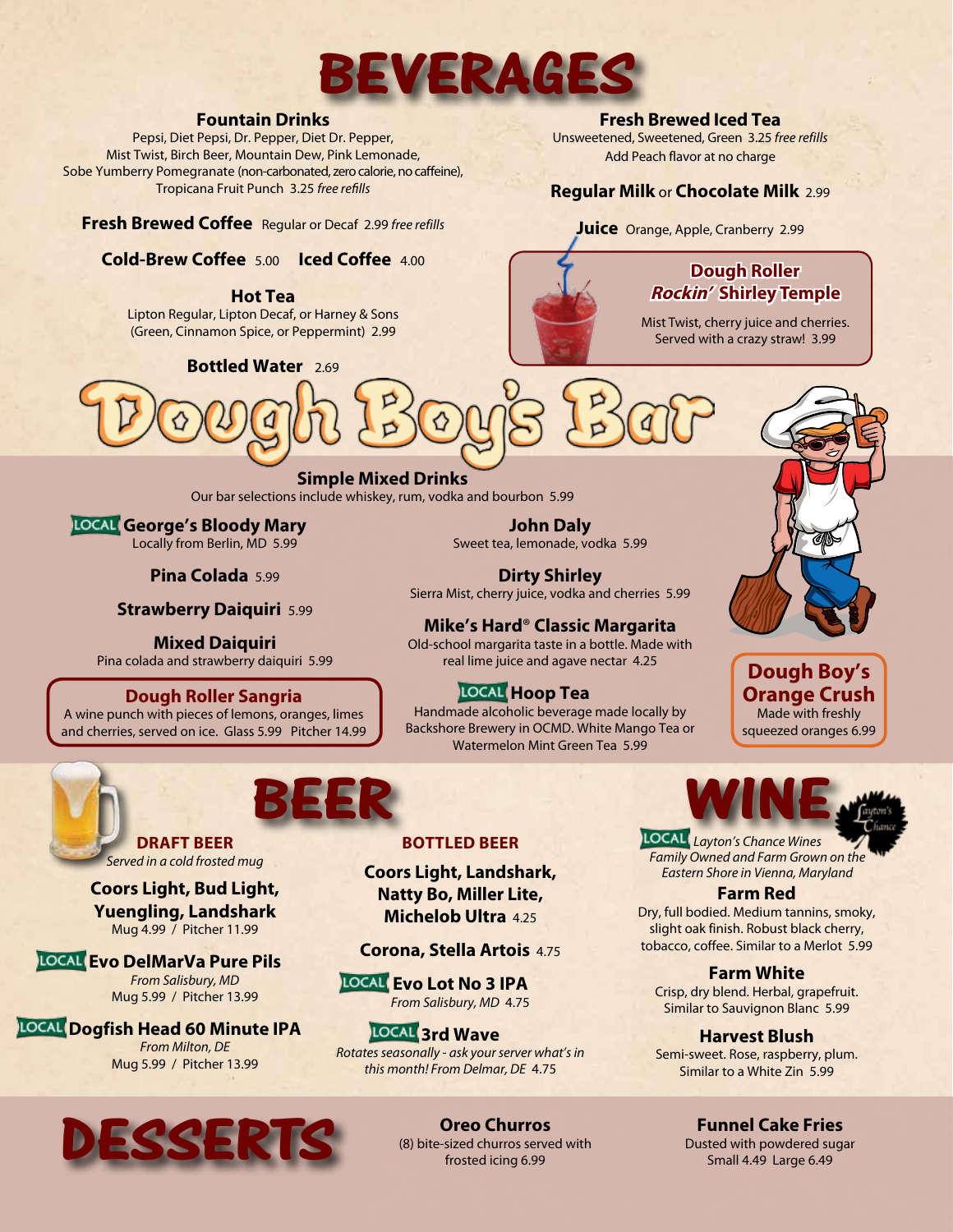# BEVERAGES

**Fountain Drinks**
Pepsi, Diet Pepsi, Dr. Pepper, Diet Dr. Pepper, Mist Twist, Birch Beer, Mountain Dew, Pink Lemonade, Sobe Yumberry Pomegranate (non-carbonated, zero calorie, no caffeine), Tropicana Fruit Punch 3.25 *free refills*

**Fresh Brewed Coffee** Regular or Decaf 2.99 *free refills*

**Cold-Brew Coffee** 5.00 **Iced Coffee** 4.00

**Hot Tea**
Lipton Regular, Lipton Decaf, or Harney & Sons (Green, Cinnamon Spice, or Peppermint) 2.99

**Bottled Water** 2.69

**Fresh Brewed Iced Tea**
Unsweetened, Sweetened, Green 3.25 *free refills*
Add Peach flavor at no charge

**Regular Milk** or **Chocolate Milk** 2.99

**Juice** Orange, Apple, Cranberry 2.99

**Dough Roller *Rockin'* Shirley Temple**
Mist Twist, cherry juice and cherries. Served with a crazy straw! 3.99

# Dough Boy's Bar

**Simple Mixed Drinks**
Our bar selections include whiskey, rum, vodka and bourbon 5.99

LOCAL **George's Bloody Mary**
Locally from Berlin, MD 5.99

**Pina Colada** 5.99

**Strawberry Daiquiri** 5.99

**Mixed Daiquiri**
Pina colada and strawberry daiquiri 5.99

**Dough Roller Sangria**
A wine punch with pieces of lemons, oranges, limes and cherries, served on ice. Glass 5.99 Pitcher 14.99

**John Daly**
Sweet tea, lemonade, vodka 5.99

**Dirty Shirley**
Sierra Mist, cherry juice, vodka and cherries 5.99

**Mike's Hard® Classic Margarita**
Old-school margarita taste in a bottle. Made with real lime juice and agave nectar 4.25

LOCAL **Hoop Tea**
Handmade alcoholic beverage made locally by Backshore Brewery in OCMD. White Mango Tea or Watermelon Mint Green Tea 5.99

**Dough Boy's Orange Crush**
Made with freshly squeezed oranges 6.99

# BEER

**DRAFT BEER**
*Served in a cold frosted mug*

**Coors Light, Bud Light, Yuengling, Landshark**
Mug 4.99 / Pitcher 11.99

LOCAL **Evo DelMarVa Pure Pils**
*From Salisbury, MD*
Mug 5.99 / Pitcher 13.99

LOCAL **Dogfish Head 60 Minute IPA**
*From Milton, DE*
Mug 5.99 / Pitcher 13.99

**BOTTLED BEER**

**Coors Light, Landshark, Natty Bo, Miller Lite, Michelob Ultra** 4.25

**Corona, Stella Artois** 4.75

LOCAL **Evo Lot No 3 IPA**
*From Salisbury, MD* 4.75

LOCAL **3rd Wave**
*Rotates seasonally - ask your server what's in this month! From Delmar, DE* 4.75

# WINE

LOCAL *Layton's Chance Wines*
*Family Owned and Farm Grown on the Eastern Shore in Vienna, Maryland*

**Farm Red**
Dry, full bodied. Medium tannins, smoky, slight oak finish. Robust black cherry, tobacco, coffee. Similar to a Merlot 5.99

**Farm White**
Crisp, dry blend. Herbal, grapefruit. Similar to Sauvignon Blanc 5.99

**Harvest Blush**
Semi-sweet. Rose, raspberry, plum. Similar to a White Zin 5.99

# DESSERTS

**Oreo Churros**
(8) bite-sized churros served with frosted icing 6.99

**Funnel Cake Fries**
Dusted with powdered sugar
Small 4.49 Large 6.49